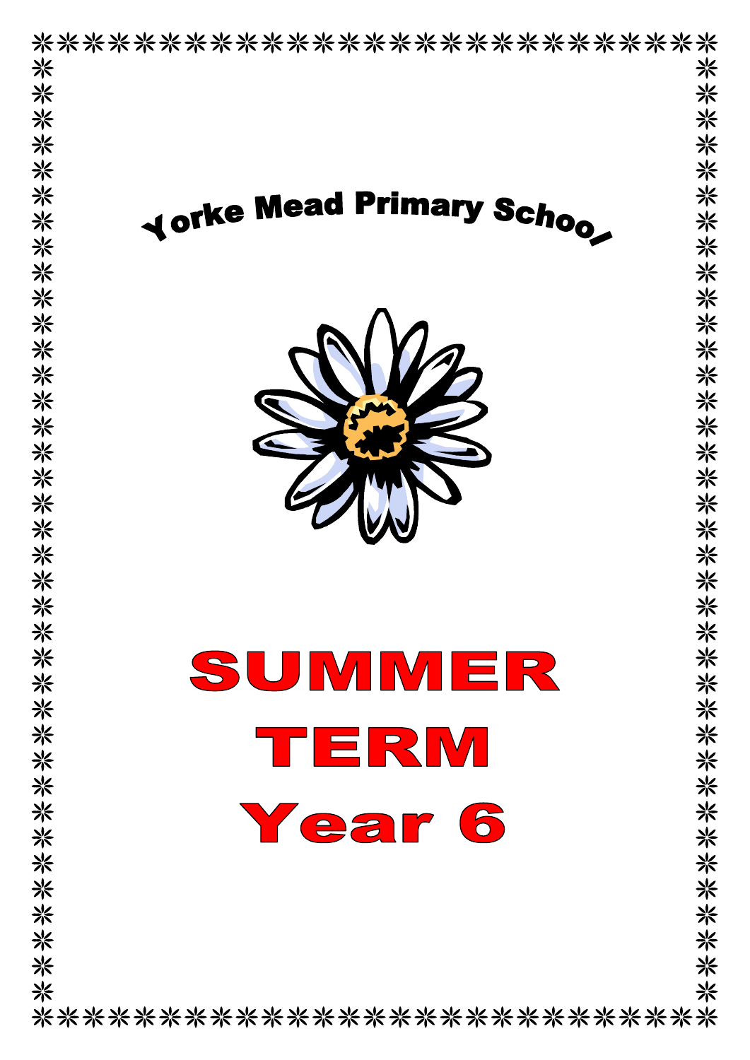# Yorke Mead Primary School

# SUMMER TERM

# Year 6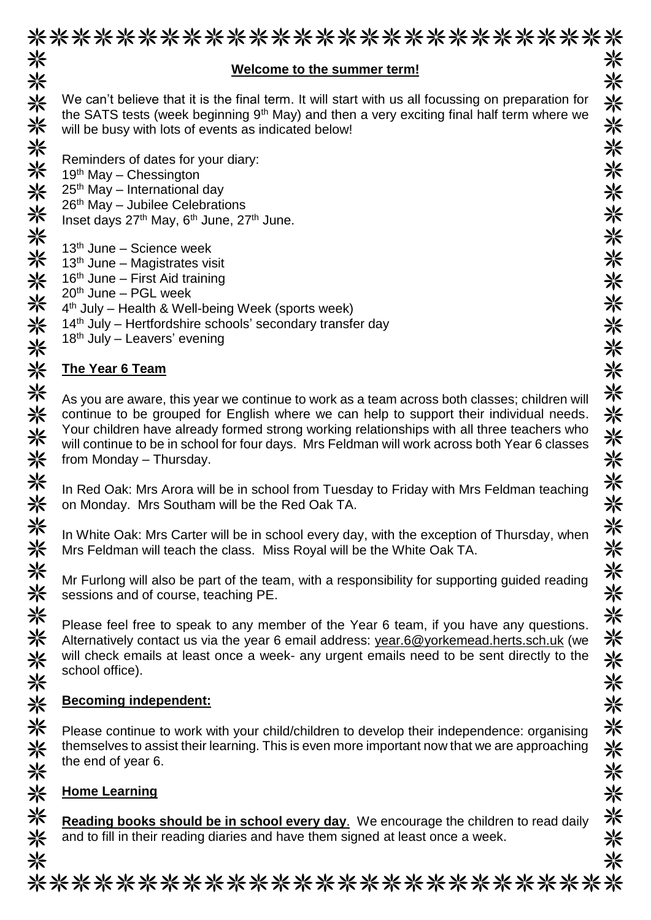## **Welcome to the summer term!**

We can't believe that it is the final term. It will start with us all focussing on preparation for the SATS tests (week beginning 9th May) and then a very exciting final half term where we will be busy with lots of events as indicated below!

Reminders of dates for your diary:
19th May – Chessington
25th May – International day
26th May – Jubilee Celebrations
Inset days 27th May, 6th June, 27th June.

13th June – Science week
13th June – Magistrates visit
16th June – First Aid training
20th June – PGL week
4th July – Health & Well-being Week (sports week)
14th July – Hertfordshire schools' secondary transfer day
18th July – Leavers' evening

## **The Year 6 Team**

As you are aware, this year we continue to work as a team across both classes; children will continue to be grouped for English where we can help to support their individual needs. Your children have already formed strong working relationships with all three teachers who will continue to be in school for four days. Mrs Feldman will work across both Year 6 classes from Monday – Thursday.

In Red Oak: Mrs Arora will be in school from Tuesday to Friday with Mrs Feldman teaching on Monday. Mrs Southam will be the Red Oak TA.

In White Oak: Mrs Carter will be in school every day, with the exception of Thursday, when Mrs Feldman will teach the class. Miss Royal will be the White Oak TA.

Mr Furlong will also be part of the team, with a responsibility for supporting guided reading sessions and of course, teaching PE.

Please feel free to speak to any member of the Year 6 team, if you have any questions. Alternatively contact us via the year 6 email address: year.6@yorkemead.herts.sch.uk (we will check emails at least once a week- any urgent emails need to be sent directly to the school office).

## **Becoming independent:**

Please continue to work with your child/children to develop their independence: organising themselves to assist their learning. This is even more important now that we are approaching the end of year 6.

## **Home Learning**

**Reading books should be in school every day**. We encourage the children to read daily and to fill in their reading diaries and have them signed at least once a week.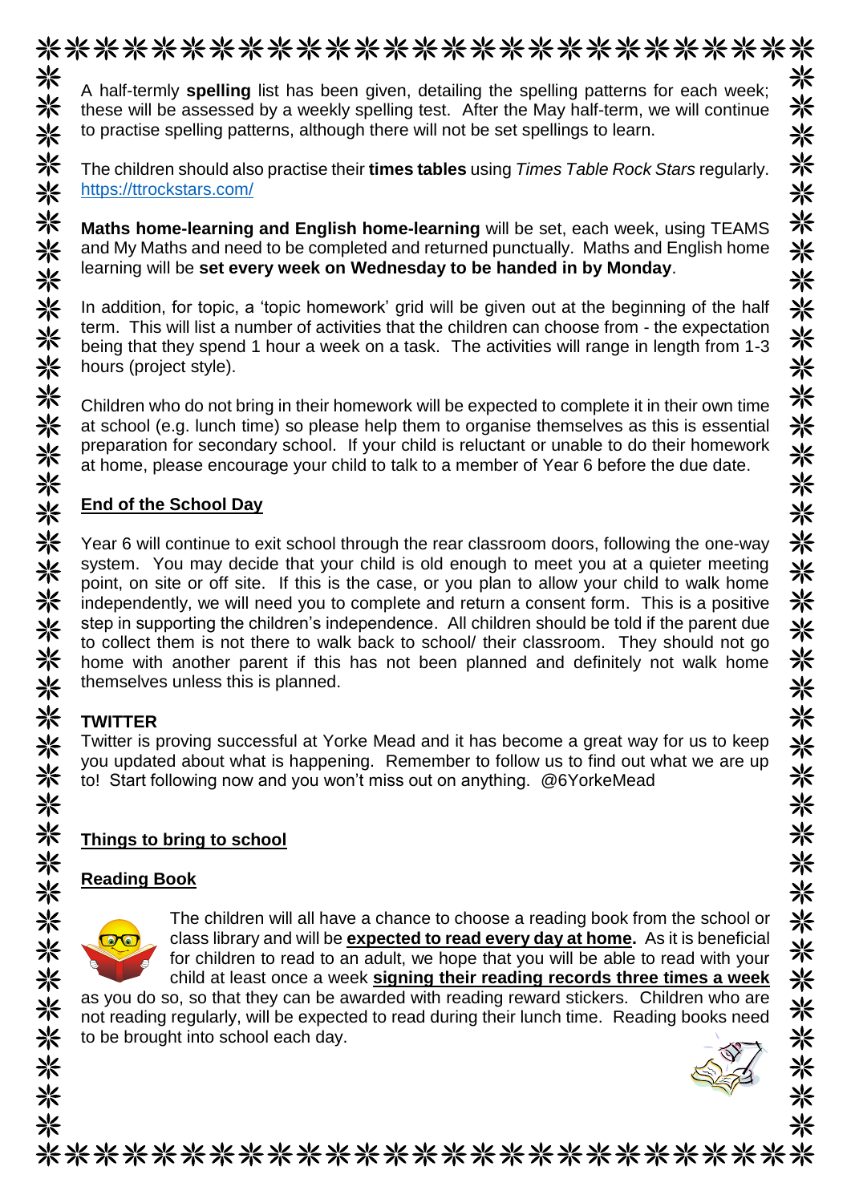A half-termly **spelling** list has been given, detailing the spelling patterns for each week; these will be assessed by a weekly spelling test. After the May half-term, we will continue to practise spelling patterns, although there will not be set spellings to learn.

The children should also practise their **times tables** using *Times Table Rock Stars* regularly. https://ttrockstars.com/

**Maths home-learning and English home-learning** will be set, each week, using TEAMS and My Maths and need to be completed and returned punctually. Maths and English home learning will be **set every week on Wednesday to be handed in by Monday**.

In addition, for topic, a 'topic homework' grid will be given out at the beginning of the half term. This will list a number of activities that the children can choose from - the expectation being that they spend 1 hour a week on a task. The activities will range in length from 1-3 hours (project style).

Children who do not bring in their homework will be expected to complete it in their own time at school (e.g. lunch time) so please help them to organise themselves as this is essential preparation for secondary school. If your child is reluctant or unable to do their homework at home, please encourage your child to talk to a member of Year 6 before the due date.

## End of the School Day

Year 6 will continue to exit school through the rear classroom doors, following the one-way system. You may decide that your child is old enough to meet you at a quieter meeting point, on site or off site. If this is the case, or you plan to allow your child to walk home independently, we will need you to complete and return a consent form. This is a positive step in supporting the children's independence. All children should be told if the parent due to collect them is not there to walk back to school/ their classroom. They should not go home with another parent if this has not been planned and definitely not walk home themselves unless this is planned.

## TWITTER

Twitter is proving successful at Yorke Mead and it has become a great way for us to keep you updated about what is happening. Remember to follow us to find out what we are up to! Start following now and you won't miss out on anything. @6YorkeMead

## Things to bring to school

### Reading Book

The children will all have a chance to choose a reading book from the school or class library and will be **expected to read every day at home.** As it is beneficial for children to read to an adult, we hope that you will be able to read with your child at least once a week **signing their reading records three times a week** as you do so, so that they can be awarded with reading reward stickers. Children who are not reading regularly, will be expected to read during their lunch time. Reading books need to be brought into school each day.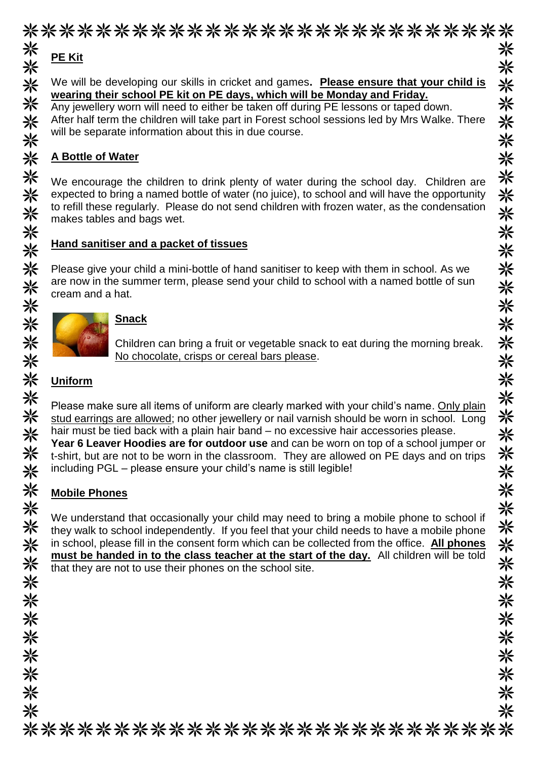## PE Kit

We will be developing our skills in cricket and games. **Please ensure that your child is wearing their school PE kit on PE days, which will be Monday and Friday.**

Any jewellery worn will need to either be taken off during PE lessons or taped down.

After half term the children will take part in Forest school sessions led by Mrs Walke. There will be separate information about this in due course.

## A Bottle of Water

We encourage the children to drink plenty of water during the school day. Children are expected to bring a named bottle of water (no juice), to school and will have the opportunity to refill these regularly. Please do not send children with frozen water, as the condensation makes tables and bags wet.

## Hand sanitiser and a packet of tissues

Please give your child a mini-bottle of hand sanitiser to keep with them in school. As we are now in the summer term, please send your child to school with a named bottle of sun cream and a hat.

## Snack

Children can bring a fruit or vegetable snack to eat during the morning break. No chocolate, crisps or cereal bars please.

## Uniform

Please make sure all items of uniform are clearly marked with your child's name. Only plain stud earrings are allowed; no other jewellery or nail varnish should be worn in school. Long hair must be tied back with a plain hair band – no excessive hair accessories please.

**Year 6 Leaver Hoodies are for outdoor use** and can be worn on top of a school jumper or t-shirt, but are not to be worn in the classroom. They are allowed on PE days and on trips including PGL – please ensure your child's name is still legible!

## Mobile Phones

We understand that occasionally your child may need to bring a mobile phone to school if they walk to school independently. If you feel that your child needs to have a mobile phone in school, please fill in the consent form which can be collected from the office. **All phones must be handed in to the class teacher at the start of the day.** All children will be told that they are not to use their phones on the school site.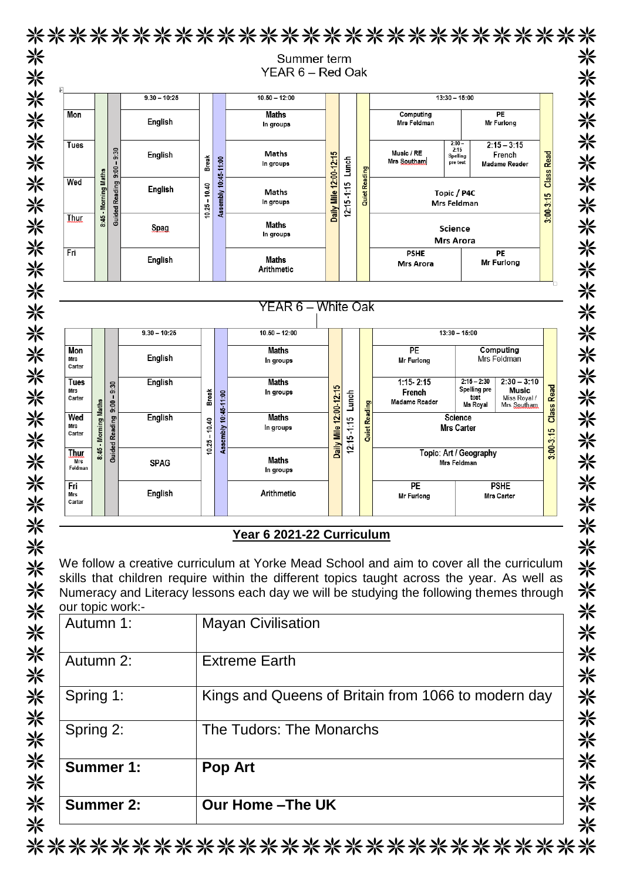Summer term
YEAR 6 – Red Oak

| | | | 9.30 – 10:25 | | | 10.50 – 12:00 | | | | 13:30 – 15:00 | | | |
|---|---|---|---|---|---|---|---|---|---|---|---|---|---|
| Mon | 8:45 - Morning Maths | Guided Reading 9:00 – 9:30 | English | 10:25 – 10.40 Break | Assembly 10:45-11:00 | Maths In groups | Daily Mile 12:00-12:15 | 12:15-1:15 Lunch | Quiet Reading | Computing Mrs Feldman | | PE Mr Furlong | 3:00-3:15 Class Read |
| Tues | | | English | | | Maths In groups | | | | Music / RE Mrs Southam | 2:00 – 2:15 Spelling pre test | 2:15 – 3:15 French Madame Reader | |
| Wed | | | English | | | Maths In groups | | | | Topic / P4C Mrs Feldman | | | |
| Thur | | | Spag | | | Maths In groups | | | | Science Mrs Arora | | | |
| Fri | | | English | | | Maths Arithmetic | | | | PSHE Mrs Arora | | PE Mr Furlong | |

YEAR 6 – White Oak

| | | | 9.30 – 10:25 | | | 10.50 – 12:00 | | | | 13:30 – 15:00 | | | |
|---|---|---|---|---|---|---|---|---|---|---|---|---|---|
| Mon Mrs Carter | 8:45 - Morning Maths | Guided Reading 9:00 – 9:30 | English | 10:25 – 10.40 Break | Assembly 10:45-11:00 | Maths In groups | Daily Mile 12:00-12:15 | 12:15-1:15 Lunch | Quiet Reading | PE Mr Furlong | Computing Mrs Feldman | | 3:00-3:15 Class Read |
| Tues Mrs Carter | | | English | | | Maths In groups | | | | 1:15- 2:15 French Madame Reader | 2:15 – 2:30 Spelling pre test Ms Royal | 2:30 – 3:10 Music Miss Royal / Mrs Southam | |
| Wed Mrs Carter | | | English | | | Maths In groups | | | | Science Mrs Carter | | | |
| Thur Mrs Feldman | | | SPAG | | | Maths In groups | | | | Topic: Art / Geography Mrs Feldman | | | |
| Fri Mrs Carter | | | English | | | Arithmetic | | | | PE Mr Furlong | PSHE Mrs Carter | | |

## Year 6 2021-22 Curriculum

We follow a creative curriculum at Yorke Mead School and aim to cover all the curriculum skills that children require within the different topics taught across the year. As well as Numeracy and Literacy lessons each day we will be studying the following themes through our topic work:-

| | |
|---|---|
| Autumn 1: | Mayan Civilisation |
| Autumn 2: | Extreme Earth |
| Spring 1: | Kings and Queens of Britain from 1066 to modern day |
| Spring 2: | The Tudors: The Monarchs |
| **Summer 1:** | **Pop Art** |
| **Summer 2:** | **Our Home –The UK** |